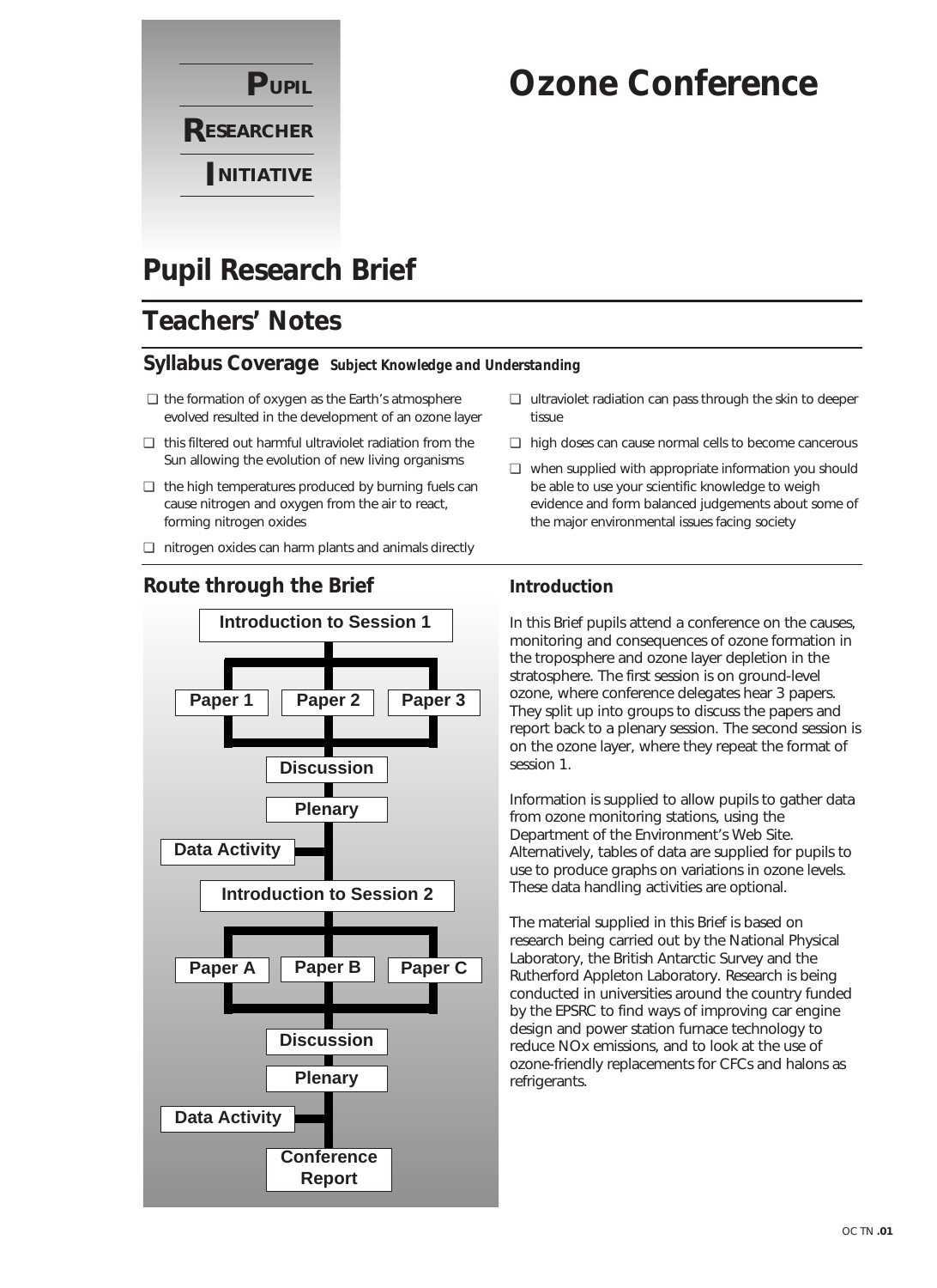**PUPIL RESEARCHER INITIATIVE**

# Ozone Conference

## Pupil Research Brief

## Teachers' Notes

### Syllabus Coverage *Subject Knowledge and Understanding*

- the formation of oxygen as the Earth's atmosphere evolved resulted in the development of an ozone layer
- this filtered out harmful ultraviolet radiation from the Sun allowing the evolution of new living organisms
- the high temperatures produced by burning fuels can cause nitrogen and oxygen from the air to react, forming nitrogen oxides
- nitrogen oxides can harm plants and animals directly
- ultraviolet radiation can pass through the skin to deeper tissue
- high doses can cause normal cells to become cancerous
- when supplied with appropriate information you should be able to use your scientific knowledge to weigh evidence and form balanced judgements about some of the major environmental issues facing society

### Route through the Brief

- Introduction to Session 1
- Paper 1 | Paper 2 | Paper 3
- Discussion
- Plenary
- Data Activity
- Introduction to Session 2
- Paper A | Paper B | Paper C
- Discussion
- Plenary
- Data Activity
- Conference Report

### Introduction

In this Brief pupils attend a conference on the causes, monitoring and consequences of ozone formation in the troposphere and ozone layer depletion in the stratosphere. The first session is on ground-level ozone, where conference delegates hear 3 papers. They split up into groups to discuss the papers and report back to a plenary session. The second session is on the ozone layer, where they repeat the format of session 1.

Information is supplied to allow pupils to gather data from ozone monitoring stations, using the Department of the Environment's Web Site. Alternatively, tables of data are supplied for pupils to use to produce graphs on variations in ozone levels. These data handling activities are optional.

The material supplied in this Brief is based on research being carried out by the National Physical Laboratory, the British Antarctic Survey and the Rutherford Appleton Laboratory. Research is being conducted in universities around the country funded by the EPSRC to find ways of improving car engine design and power station furnace technology to reduce NOx emissions, and to look at the use of ozone-friendly replacements for CFCs and halons as refrigerants.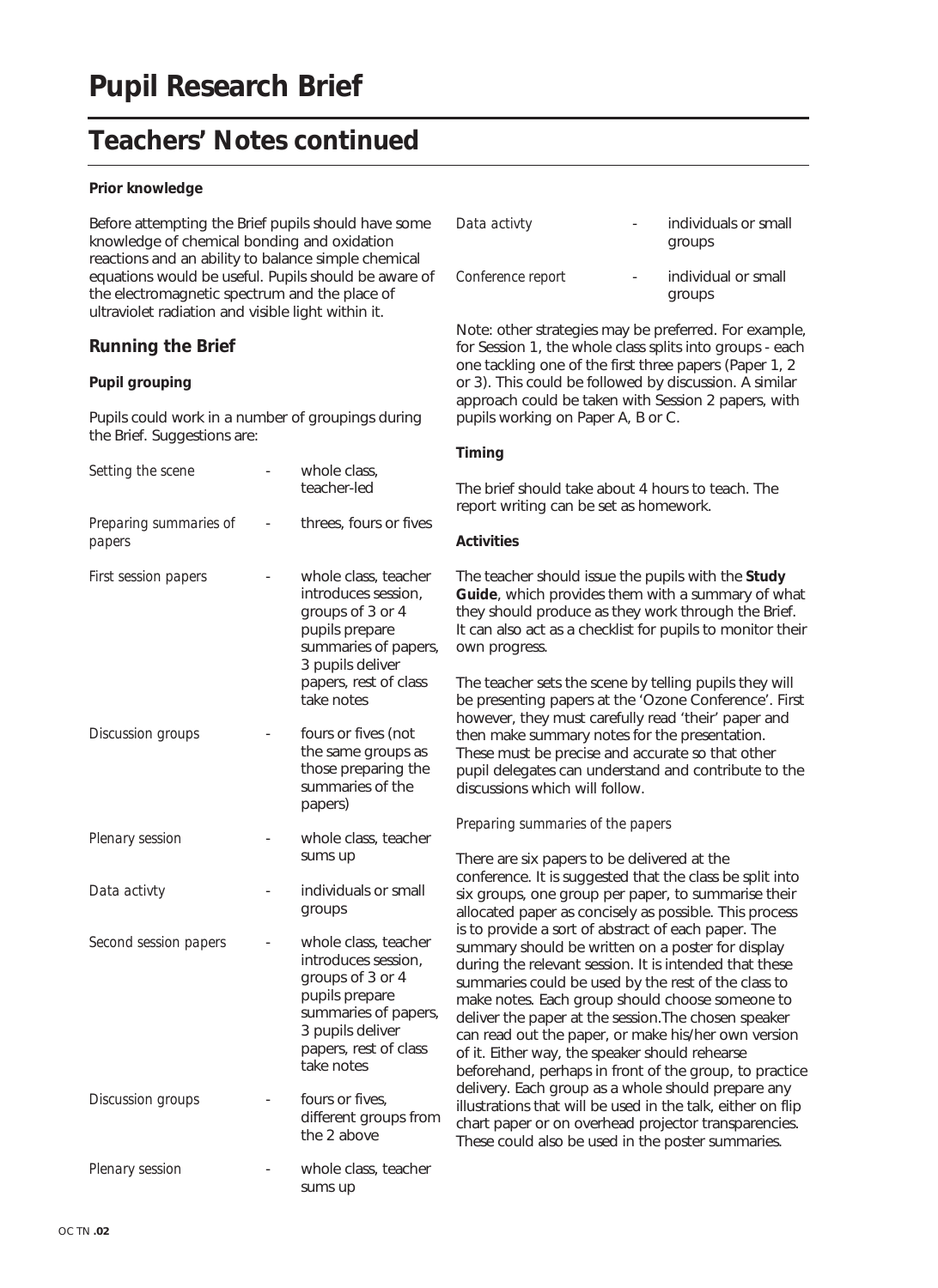# Pupil Research Brief

## Teachers' Notes continued

**Prior knowledge**

Before attempting the Brief pupils should have some knowledge of chemical bonding and oxidation reactions and an ability to balance simple chemical equations would be useful. Pupils should be aware of the electromagnetic spectrum and the place of ultraviolet radiation and visible light within it.

### Running the Brief

**Pupil grouping**

Pupils could work in a number of groupings during the Brief. Suggestions are:

| | | |
|---|---|---|
| *Setting the scene* | - | whole class, teacher-led |
| *Preparing summaries of papers* | - | threes, fours or fives |
| *First session papers* | - | whole class, teacher introduces session, groups of 3 or 4 pupils prepare summaries of papers, 3 pupils deliver papers, rest of class take notes |
| *Discussion groups* | - | fours or fives (not the same groups as those preparing the summaries of the papers) |
| *Plenary session* | - | whole class, teacher sums up |
| *Data activty* | - | individuals or small groups |
| *Second session papers* | - | whole class, teacher introduces session, groups of 3 or 4 pupils prepare summaries of papers, 3 pupils deliver papers, rest of class take notes |
| *Discussion groups* | - | fours or fives, different groups from the 2 above |
| *Plenary session* | - | whole class, teacher sums up |
| *Data activty* | - | individuals or small groups |
| *Conference report* | - | individual or small groups |

Note: other strategies may be preferred. For example, for Session 1, the whole class splits into groups - each one tackling one of the first three papers (Paper 1, 2 or 3). This could be followed by discussion. A similar approach could be taken with Session 2 papers, with pupils working on Paper A, B or C.

**Timing**

The brief should take about 4 hours to teach. The report writing can be set as homework.

**Activities**

The teacher should issue the pupils with the **Study Guide**, which provides them with a summary of what they should produce as they work through the Brief. It can also act as a checklist for pupils to monitor their own progress.

The teacher sets the scene by telling pupils they will be presenting papers at the 'Ozone Conference'. First however, they must carefully read 'their' paper and then make summary notes for the presentation. These must be precise and accurate so that other pupil delegates can understand and contribute to the discussions which will follow.

*Preparing summaries of the papers*

There are six papers to be delivered at the conference. It is suggested that the class be split into six groups, one group per paper, to summarise their allocated paper as concisely as possible. This process is to provide a sort of abstract of each paper. The summary should be written on a poster for display during the relevant session. It is intended that these summaries could be used by the rest of the class to make notes. Each group should choose someone to deliver the paper at the session.The chosen speaker can read out the paper, or make his/her own version of it. Either way, the speaker should rehearse beforehand, perhaps in front of the group, to practice delivery. Each group as a whole should prepare any illustrations that will be used in the talk, either on flip chart paper or on overhead projector transparencies. These could also be used in the poster summaries.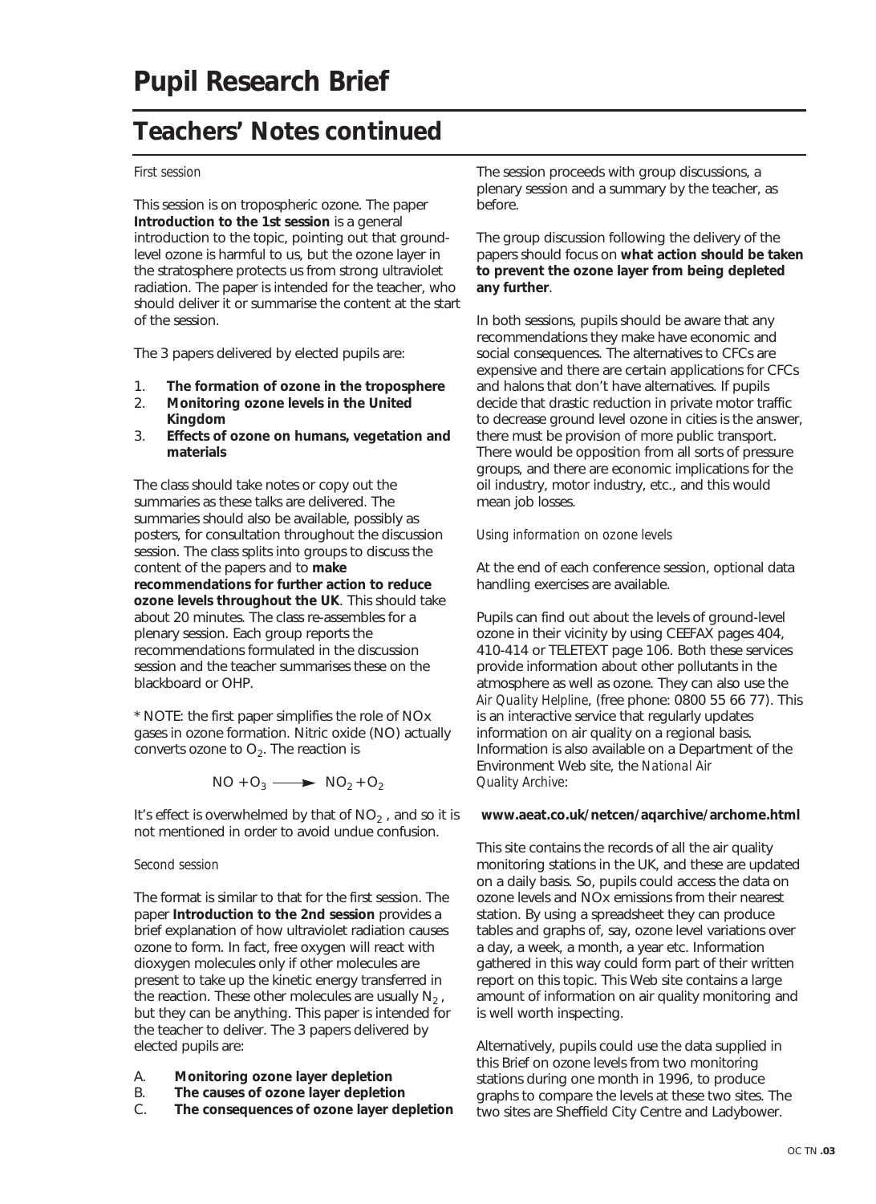# Pupil Research Brief

## Teachers' Notes continued

*First session*

This session is on tropospheric ozone. The paper **Introduction to the 1st session** is a general introduction to the topic, pointing out that ground-level ozone is harmful to us, but the ozone layer in the stratosphere protects us from strong ultraviolet radiation. The paper is intended for the teacher, who should deliver it or summarise the content at the start of the session.

The 3 papers delivered by elected pupils are:

1. **The formation of ozone in the troposphere**
2. **Monitoring ozone levels in the United Kingdom**
3. **Effects of ozone on humans, vegetation and materials**

The class should take notes or copy out the summaries as these talks are delivered. The summaries should also be available, possibly as posters, for consultation throughout the discussion session. The class splits into groups to discuss the content of the papers and to **make recommendations for further action to reduce ozone levels throughout the UK**. This should take about 20 minutes. The class re-assembles for a plenary session. Each group reports the recommendations formulated in the discussion session and the teacher summarises these on the blackboard or OHP.

* NOTE: the first paper simplifies the role of NOx gases in ozone formation. Nitric oxide (NO) actually converts ozone to $O_2$. The reaction is

$$NO + O_3 \longrightarrow NO_2 + O_2$$

It's effect is overwhelmed by that of $NO_2$ , and so it is not mentioned in order to avoid undue confusion.

*Second session*

The format is similar to that for the first session. The paper **Introduction to the 2nd session** provides a brief explanation of how ultraviolet radiation causes ozone to form. In fact, free oxygen will react with dioxygen molecules only if other molecules are present to take up the kinetic energy transferred in the reaction. These other molecules are usually $N_2$ , but they can be anything. This paper is intended for the teacher to deliver. The 3 papers delivered by elected pupils are:

A. **Monitoring ozone layer depletion**
B. **The causes of ozone layer depletion**
C. **The consequences of ozone layer depletion**

The session proceeds with group discussions, a plenary session and a summary by the teacher, as before.

The group discussion following the delivery of the papers should focus on **what action should be taken to prevent the ozone layer from being depleted any further**.

In both sessions, pupils should be aware that any recommendations they make have economic and social consequences. The alternatives to CFCs are expensive and there are certain applications for CFCs and halons that don't have alternatives. If pupils decide that drastic reduction in private motor traffic to decrease ground level ozone in cities is the answer, there must be provision of more public transport. There would be opposition from all sorts of pressure groups, and there are economic implications for the oil industry, motor industry, etc., and this would mean job losses.

*Using information on ozone levels*

At the end of each conference session, optional data handling exercises are available.

Pupils can find out about the levels of ground-level ozone in their vicinity by using CEEFAX pages 404, 410-414 or TELETEXT page 106. Both these services provide information about other pollutants in the atmosphere as well as ozone. They can also use the *Air Quality Helpline*, (free phone: 0800 55 66 77). This is an interactive service that regularly updates information on air quality on a regional basis. Information is also available on a Department of the Environment Web site, the *National Air Quality Archive*:

**www.aeat.co.uk/netcen/aqarchive/archome.html**

This site contains the records of all the air quality monitoring stations in the UK, and these are updated on a daily basis. So, pupils could access the data on ozone levels and NOx emissions from their nearest station. By using a spreadsheet they can produce tables and graphs of, say, ozone level variations over a day, a week, a month, a year etc. Information gathered in this way could form part of their written report on this topic. This Web site contains a large amount of information on air quality monitoring and is well worth inspecting.

Alternatively, pupils could use the data supplied in this Brief on ozone levels from two monitoring stations during one month in 1996, to produce graphs to compare the levels at these two sites. The two sites are Sheffield City Centre and Ladybower.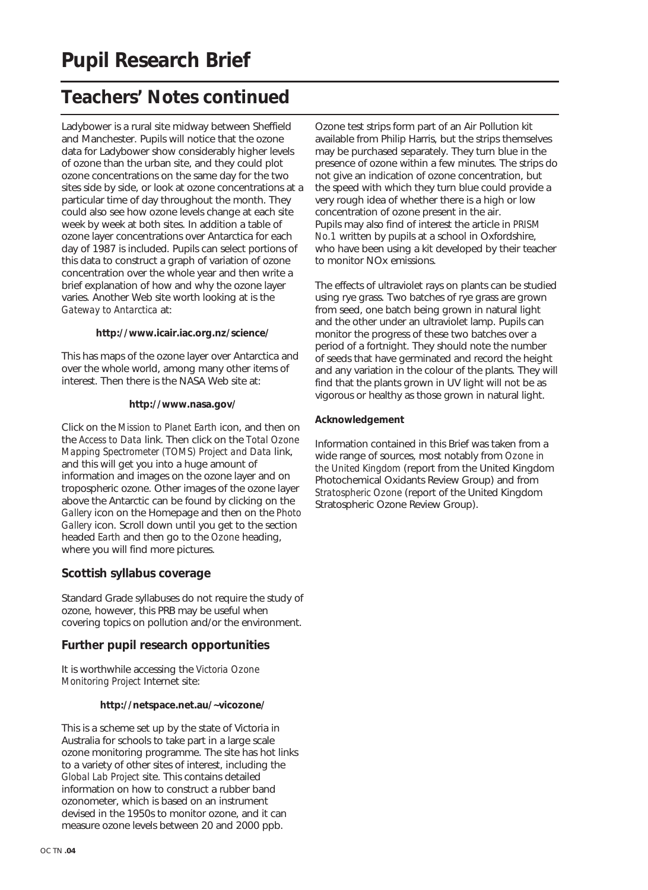# Pupil Research Brief

## Teachers' Notes continued

Ladybower is a rural site midway between Sheffield and Manchester. Pupils will notice that the ozone data for Ladybower show considerably higher levels of ozone than the urban site, and they could plot ozone concentrations on the same day for the two sites side by side, or look at ozone concentrations at a particular time of day throughout the month. They could also see how ozone levels change at each site week by week at both sites. In addition a table of ozone layer concentrations over Antarctica for each day of 1987 is included. Pupils can select portions of this data to construct a graph of variation of ozone concentration over the whole year and then write a brief explanation of how and why the ozone layer varies. Another Web site worth looking at is the *Gateway to Antarctica* at:

**http://www.icair.iac.org.nz/science/**

This has maps of the ozone layer over Antarctica and over the whole world, among many other items of interest. Then there is the NASA Web site at:

**http://www.nasa.gov/**

Click on the *Mission to Planet Earth* icon, and then on the *Access to Data* link. Then click on the *Total Ozone Mapping Spectrometer (TOMS) Project and Data* link, and this will get you into a huge amount of information and images on the ozone layer and on tropospheric ozone. Other images of the ozone layer above the Antarctic can be found by clicking on the *Gallery* icon on the Homepage and then on the *Photo Gallery* icon. Scroll down until you get to the section headed *Earth* and then go to the *Ozone* heading, where you will find more pictures.

### Scottish syllabus coverage

Standard Grade syllabuses do not require the study of ozone, however, this PRB may be useful when covering topics on pollution and/or the environment.

### Further pupil research opportunities

It is worthwhile accessing the *Victoria Ozone Monitoring Project* Internet site:

**http://netspace.net.au/~vicozone/**

This is a scheme set up by the state of Victoria in Australia for schools to take part in a large scale ozone monitoring programme. The site has hot links to a variety of other sites of interest, including the *Global Lab Project* site. This contains detailed information on how to construct a rubber band ozonometer, which is based on an instrument devised in the 1950s to monitor ozone, and it can measure ozone levels between 20 and 2000 ppb.

Ozone test strips form part of an Air Pollution kit available from Philip Harris, but the strips themselves may be purchased separately. They turn blue in the presence of ozone within a few minutes. The strips do not give an indication of ozone concentration, but the speed with which they turn blue could provide a very rough idea of whether there is a high or low concentration of ozone present in the air.
Pupils may also find of interest the article in *PRISM No.1* written by pupils at a school in Oxfordshire, who have been using a kit developed by their teacher to monitor NOx emissions.

The effects of ultraviolet rays on plants can be studied using rye grass. Two batches of rye grass are grown from seed, one batch being grown in natural light and the other under an ultraviolet lamp. Pupils can monitor the progress of these two batches over a period of a fortnight. They should note the number of seeds that have germinated and record the height and any variation in the colour of the plants. They will find that the plants grown in UV light will not be as vigorous or healthy as those grown in natural light.

**Acknowledgement**

Information contained in this Brief was taken from a wide range of sources, most notably from *Ozone in the United Kingdom* (report from the United Kingdom Photochemical Oxidants Review Group) and from *Stratospheric Ozone* (report of the United Kingdom Stratospheric Ozone Review Group).